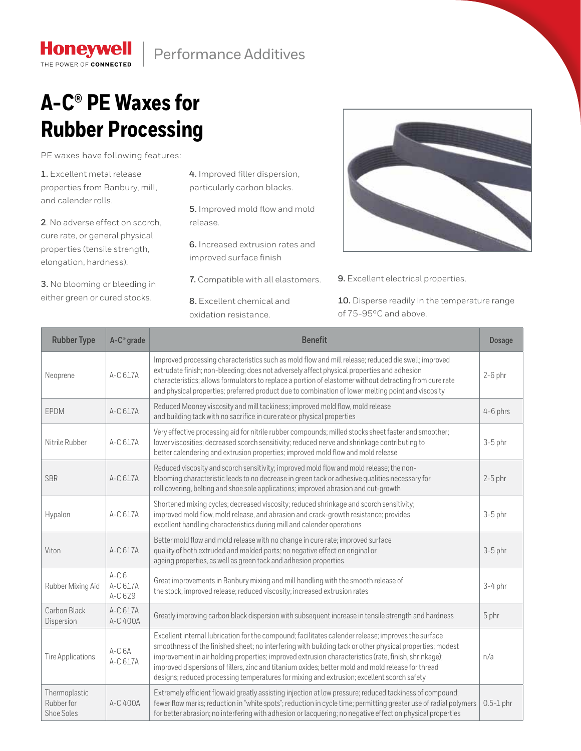Honeywell | Performance Additives

# A-C® PE Waxes for Rubber Processing

PE waxes have following features:

**1.** Excellent metal release properties from Banbury, mill, and calender rolls.

**2**. No adverse effect on scorch, cure rate, or general physical properties (tensile strength, elongation, hardness).

**3.** No blooming or bleeding in either green or cured stocks.

**4.** Improved filler dispersion, particularly carbon blacks.

**5.** Improved mold flow and mold release.

**6.** Increased extrusion rates and improved surface finish

**7.** Compatible with all elastomers.

**8.** Excellent chemical and oxidation resistance.

**9.** Excellent electrical properties.

**10.** Disperse readily in the temperature range of 75-95°C and above.

| Rubber Type | A-C® grade | Benefit | Dosage |
|---|---|---|---|
| Neoprene | A-C 617A | Improved processing characteristics such as mold flow and mill release; reduced die swell; improved extrudate finish; non-bleeding; does not adversely affect physical properties and adhesion characteristics; allows formulators to replace a portion of elastomer without detracting from cure rate and physical properties; preferred product due to combination of lower melting point and viscosity | 2-6 phr |
| EPDM | A-C 617A | Reduced Mooney viscosity and mill tackiness; improved mold flow, mold release and building tack with no sacrifice in cure rate or physical properties | 4-6 phrs |
| Nitrile Rubber | A-C 617A | Very effective processing aid for nitrile rubber compounds; milled stocks sheet faster and smoother; lower viscosities; decreased scorch sensitivity; reduced nerve and shrinkage contributing to better calendering and extrusion properties; improved mold flow and mold release | 3-5 phr |
| SBR | A-C 617A | Reduced viscosity and scorch sensitivity; improved mold flow and mold release; the non-blooming characteristic leads to no decrease in green tack or adhesive qualities necessary for roll covering, belting and shoe sole applications; improved abrasion and cut-growth | 2-5 phr |
| Hypalon | A-C 617A | Shortened mixing cycles; decreased viscosity; reduced shrinkage and scorch sensitivity; improved mold flow, mold release, and abrasion and crack-growth resistance; provides excellent handling characteristics during mill and calender operations | 3-5 phr |
| Viton | A-C 617A | Better mold flow and mold release with no change in cure rate; improved surface quality of both extruded and molded parts; no negative effect on original or ageing properties, as well as green tack and adhesion properties | 3-5 phr |
| Rubber Mixing Aid | A-C 6<br>A-C 617A<br>A-C 629 | Great improvements in Banbury mixing and mill handling with the smooth release of the stock; improved release; reduced viscosity; increased extrusion rates | 3-4 phr |
| Carbon Black Dispersion | A-C 617A<br>A-C 400A | Greatly improving carbon black dispersion with subsequent increase in tensile strength and hardness | 5 phr |
| Tire Applications | A-C 6A<br>A-C 617A | Excellent internal lubrication for the compound; facilitates calender release; improves the surface smoothness of the finished sheet; no interfering with building tack or other physical properties; modest improvement in air holding properties; improved extrusion characteristics (rate, finish, shrinkage); improved dispersions of fillers, zinc and titanium oxides; better mold and mold release for thread designs; reduced processing temperatures for mixing and extrusion; excellent scorch safety | n/a |
| Thermoplastic Rubber for Shoe Soles | A-C 400A | Extremely efficient flow aid greatly assisting injection at low pressure; reduced tackiness of compound; fewer flow marks; reduction in "white spots"; reduction in cycle time; permitting greater use of radial polymers for better abrasion; no interfering with adhesion or lacquering; no negative effect on physical properties | 0.5-1 phr |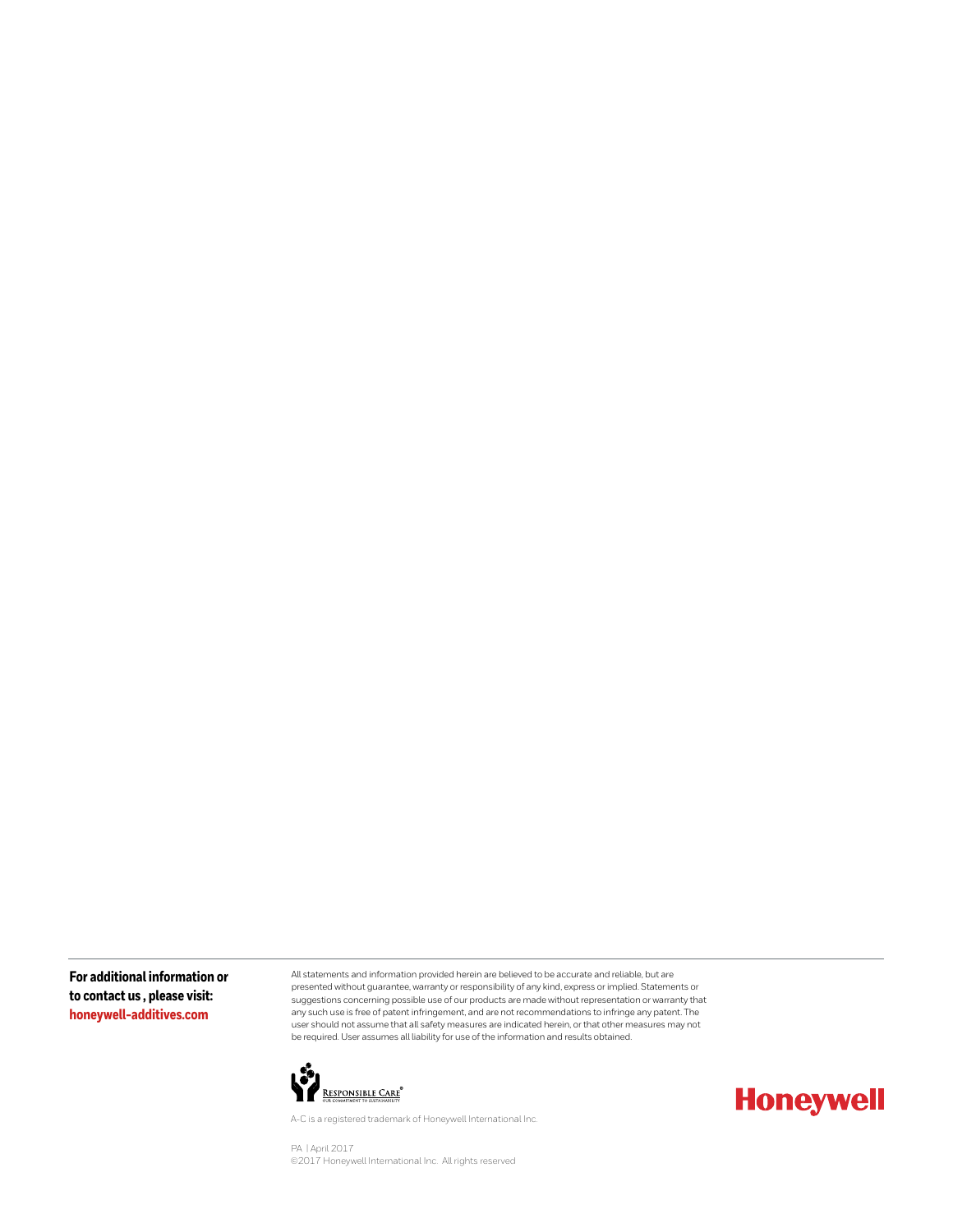**For additional information or to contact us , please visit:**
**honeywell-additives.com**

All statements and information provided herein are believed to be accurate and reliable, but are presented without guarantee, warranty or responsibility of any kind, express or implied. Statements or suggestions concerning possible use of our products are made without representation or warranty that any such use is free of patent infringement, and are not recommendations to infringe any patent. The user should not assume that all safety measures are indicated herein, or that other measures may not be required. User assumes all liability for use of the information and results obtained.

Responsible Care®
Our commitment to sustainability

A-C is a registered trademark of Honeywell International Inc.

PA | April 2017
©2017 Honeywell International Inc. All rights reserved

Honeywell